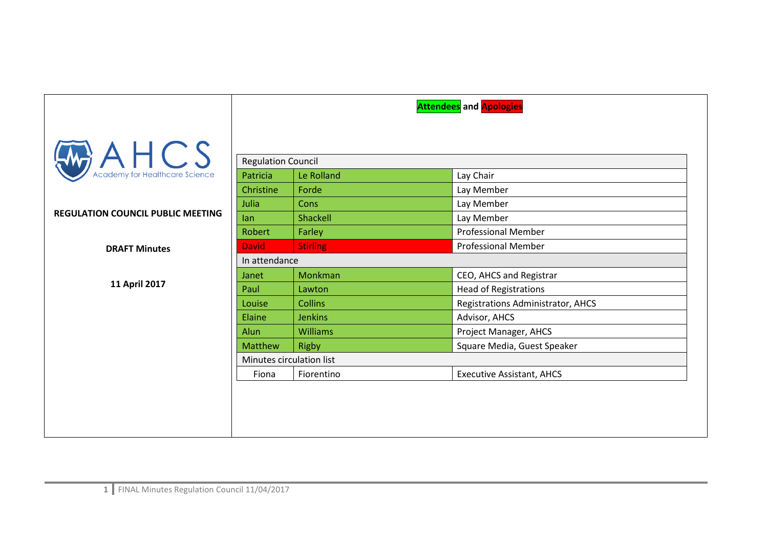AHCS Academy for Healthcare Science

**REGULATION COUNCIL PUBLIC MEETING**

**DRAFT Minutes**

**11 April 2017**

**Attendees and Apologies**

| Regulation Council | | |
|---|---|---|
| Patricia | Le Rolland | Lay Chair |
| Christine | Forde | Lay Member |
| Julia | Cons | Lay Member |
| Ian | Shackell | Lay Member |
| Robert | Farley | Professional Member |
| David | Stirling | Professional Member |
| **In attendance** | | |
| Janet | Monkman | CEO, AHCS and Registrar |
| Paul | Lawton | Head of Registrations |
| Louise | Collins | Registrations Administrator, AHCS |
| Elaine | Jenkins | Advisor, AHCS |
| Alun | Williams | Project Manager, AHCS |
| Matthew | Rigby | Square Media, Guest Speaker |
| **Minutes circulation list** | | |
| Fiona | Fiorentino | Executive Assistant, AHCS |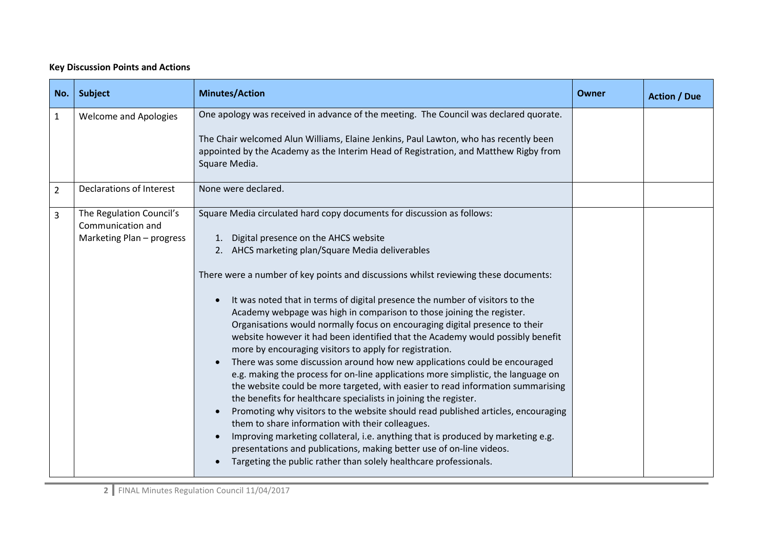**Key Discussion Points and Actions**

| No. | Subject | Minutes/Action | Owner | Action / Due |
|---|---|---|---|---|
| 1 | Welcome and Apologies | One apology was received in advance of the meeting. The Council was declared quorate.<br><br>The Chair welcomed Alun Williams, Elaine Jenkins, Paul Lawton, who has recently been appointed by the Academy as the Interim Head of Registration, and Matthew Rigby from Square Media. | | |
| 2 | Declarations of Interest | None were declared. | | |
| 3 | The Regulation Council's Communication and Marketing Plan – progress | Square Media circulated hard copy documents for discussion as follows:<br><br>1. Digital presence on the AHCS website<br>2. AHCS marketing plan/Square Media deliverables<br><br>There were a number of key points and discussions whilst reviewing these documents:<br><br>• It was noted that in terms of digital presence the number of visitors to the Academy webpage was high in comparison to those joining the register. Organisations would normally focus on encouraging digital presence to their website however it had been identified that the Academy would possibly benefit more by encouraging visitors to apply for registration.<br>• There was some discussion around how new applications could be encouraged e.g. making the process for on-line applications more simplistic, the language on the website could be more targeted, with easier to read information summarising the benefits for healthcare specialists in joining the register.<br>• Promoting why visitors to the website should read published articles, encouraging them to share information with their colleagues.<br>• Improving marketing collateral, i.e. anything that is produced by marketing e.g. presentations and publications, making better use of on-line videos.<br>• Targeting the public rather than solely healthcare professionals. | | |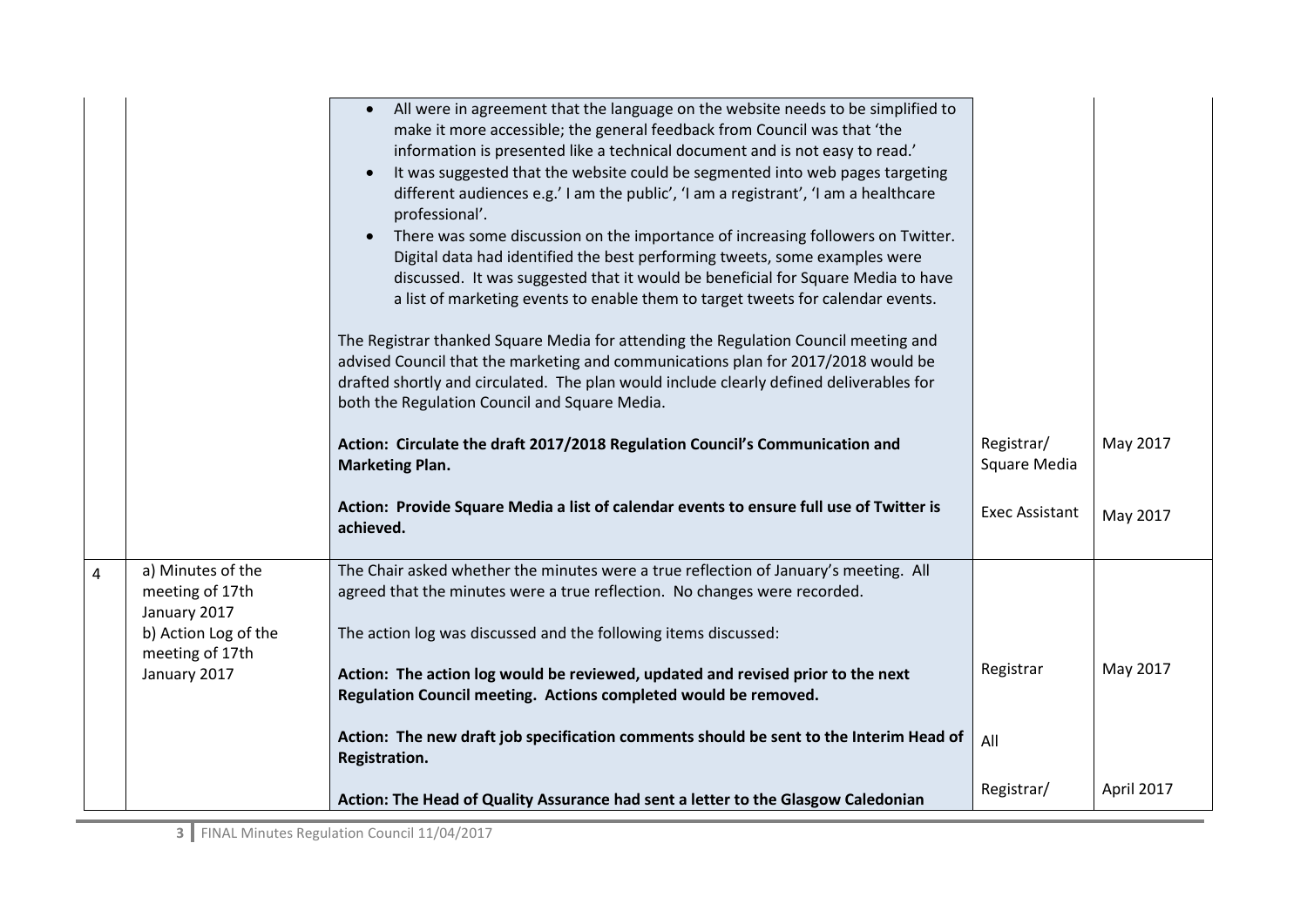| | | | | |
|---|---|---|---|---|
| | | • All were in agreement that the language on the website needs to be simplified to make it more accessible; the general feedback from Council was that 'the information is presented like a technical document and is not easy to read.'<br>• It was suggested that the website could be segmented into web pages targeting different audiences e.g.' I am the public', 'I am a registrant', 'I am a healthcare professional'.<br>• There was some discussion on the importance of increasing followers on Twitter. Digital data had identified the best performing tweets, some examples were discussed. It was suggested that it would be beneficial for Square Media to have a list of marketing events to enable them to target tweets for calendar events.<br><br>The Registrar thanked Square Media for attending the Regulation Council meeting and advised Council that the marketing and communications plan for 2017/2018 would be drafted shortly and circulated. The plan would include clearly defined deliverables for both the Regulation Council and Square Media. | | |
| | | **Action: Circulate the draft 2017/2018 Regulation Council's Communication and Marketing Plan.** | Registrar/ Square Media | May 2017 |
| | | **Action: Provide Square Media a list of calendar events to ensure full use of Twitter is achieved.** | Exec Assistant | May 2017 |
| 4 | a) Minutes of the meeting of 17th January 2017<br>b) Action Log of the meeting of 17th January 2017 | The Chair asked whether the minutes were a true reflection of January's meeting. All agreed that the minutes were a true reflection. No changes were recorded.<br><br>The action log was discussed and the following items discussed: | | |
| | | **Action: The action log would be reviewed, updated and revised prior to the next Regulation Council meeting. Actions completed would be removed.** | Registrar | May 2017 |
| | | **Action: The new draft job specification comments should be sent to the Interim Head of Registration.** | All | |
| | | **Action: The Head of Quality Assurance had sent a letter to the Glasgow Caledonian** | Registrar/ | April 2017 |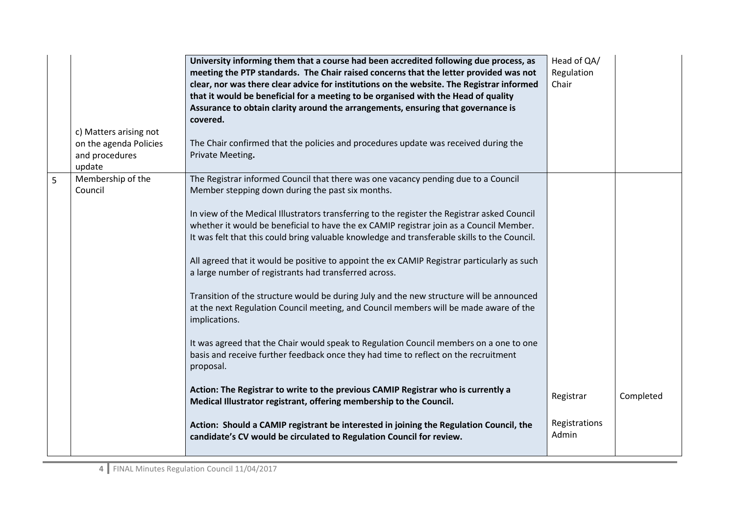| | | | | |
|---|---|---|---|---|
| | c) Matters arising not on the agenda Policies and procedures update | **University informing them that a course had been accredited following due process, as meeting the PTP standards. The Chair raised concerns that the letter provided was not clear, nor was there clear advice for institutions on the website. The Registrar informed that it would be beneficial for a meeting to be organised with the Head of quality Assurance to obtain clarity around the arrangements, ensuring that governance is covered.**<br><br>The Chair confirmed that the policies and procedures update was received during the Private Meeting**.** | Head of QA/ Regulation Chair | |
| 5 | Membership of the Council | The Registrar informed Council that there was one vacancy pending due to a Council Member stepping down during the past six months.<br><br>In view of the Medical Illustrators transferring to the register the Registrar asked Council whether it would be beneficial to have the ex CAMIP registrar join as a Council Member. It was felt that this could bring valuable knowledge and transferable skills to the Council.<br><br>All agreed that it would be positive to appoint the ex CAMIP Registrar particularly as such a large number of registrants had transferred across.<br><br>Transition of the structure would be during July and the new structure will be announced at the next Regulation Council meeting, and Council members will be made aware of the implications.<br><br>It was agreed that the Chair would speak to Regulation Council members on a one to one basis and receive further feedback once they had time to reflect on the recruitment proposal.<br><br>**Action: The Registrar to write to the previous CAMIP Registrar who is currently a Medical Illustrator registrant, offering membership to the Council.**<br><br>**Action: Should a CAMIP registrant be interested in joining the Regulation Council, the candidate's CV would be circulated to Regulation Council for review.** | Registrar<br><br>Registrations Admin | Completed |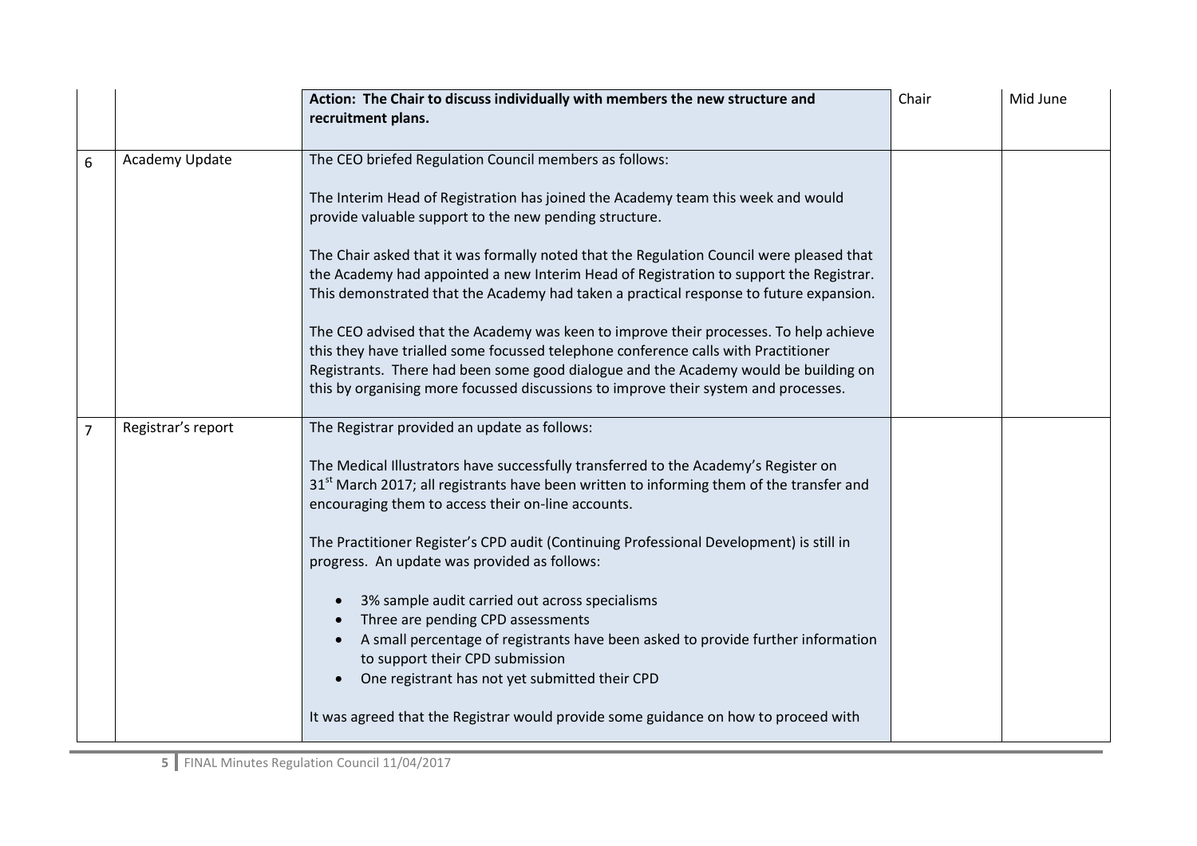| | | | | |
|---|---|---|---|---|
| | | **Action: The Chair to discuss individually with members the new structure and recruitment plans.** | Chair | Mid June |
| 6 | Academy Update | The CEO briefed Regulation Council members as follows:<br><br>The Interim Head of Registration has joined the Academy team this week and would provide valuable support to the new pending structure.<br><br>The Chair asked that it was formally noted that the Regulation Council were pleased that the Academy had appointed a new Interim Head of Registration to support the Registrar. This demonstrated that the Academy had taken a practical response to future expansion.<br><br>The CEO advised that the Academy was keen to improve their processes. To help achieve this they have trialled some focussed telephone conference calls with Practitioner Registrants. There had been some good dialogue and the Academy would be building on this by organising more focussed discussions to improve their system and processes. | | |
| 7 | Registrar's report | The Registrar provided an update as follows:<br><br>The Medical Illustrators have successfully transferred to the Academy's Register on 31st March 2017; all registrants have been written to informing them of the transfer and encouraging them to access their on-line accounts.<br><br>The Practitioner Register's CPD audit (Continuing Professional Development) is still in progress. An update was provided as follows:<br><br>• 3% sample audit carried out across specialisms<br>• Three are pending CPD assessments<br>• A small percentage of registrants have been asked to provide further information to support their CPD submission<br>• One registrant has not yet submitted their CPD<br><br>It was agreed that the Registrar would provide some guidance on how to proceed with | | |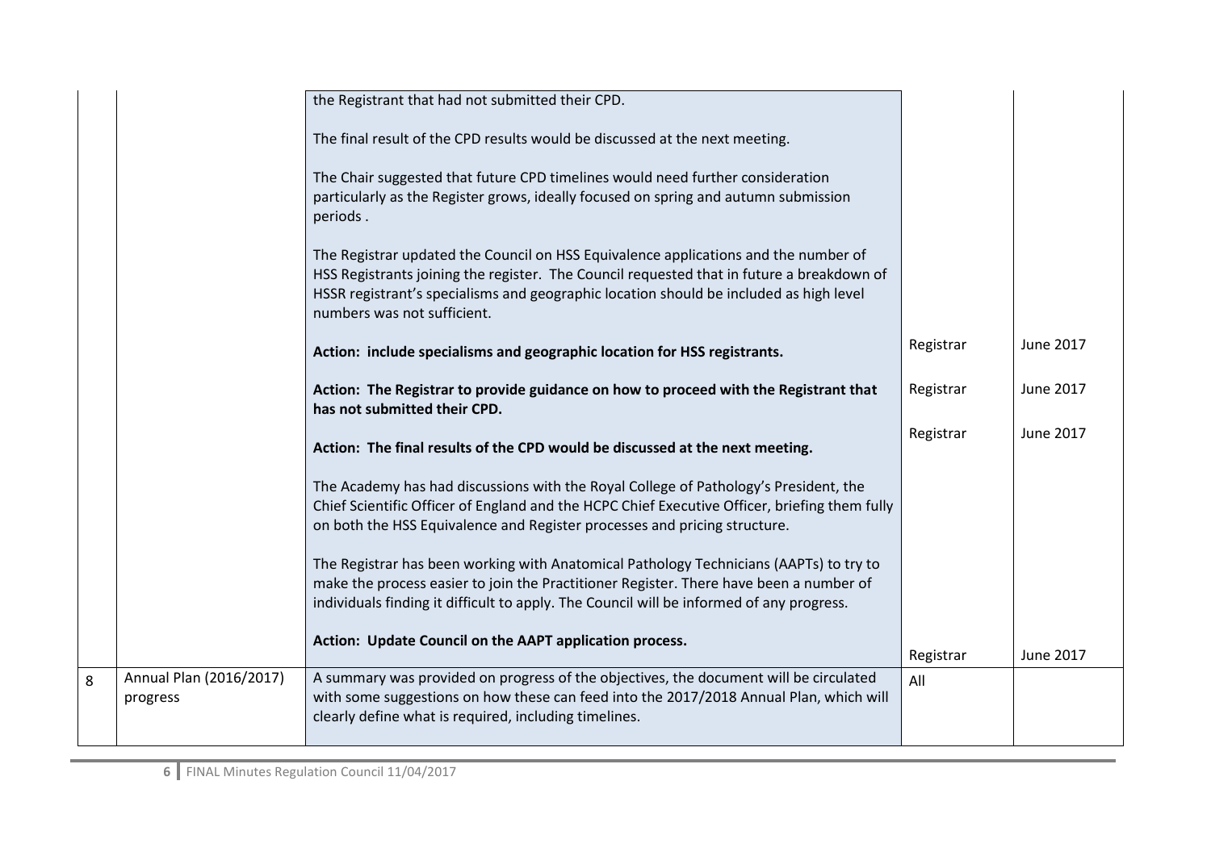| | | | | |
|---|---|---|---|---|
| | | the Registrant that had not submitted their CPD.<br><br>The final result of the CPD results would be discussed at the next meeting.<br><br>The Chair suggested that future CPD timelines would need further consideration particularly as the Register grows, ideally focused on spring and autumn submission periods .<br><br>The Registrar updated the Council on HSS Equivalence applications and the number of HSS Registrants joining the register. The Council requested that in future a breakdown of HSSR registrant's specialisms and geographic location should be included as high level numbers was not sufficient.<br><br>**Action: include specialisms and geographic location for HSS registrants.**<br><br>**Action: The Registrar to provide guidance on how to proceed with the Registrant that has not submitted their CPD.**<br><br>**Action: The final results of the CPD would be discussed at the next meeting.**<br><br>The Academy has had discussions with the Royal College of Pathology's President, the Chief Scientific Officer of England and the HCPC Chief Executive Officer, briefing them fully on both the HSS Equivalence and Register processes and pricing structure.<br><br>The Registrar has been working with Anatomical Pathology Technicians (AAPTs) to try to make the process easier to join the Practitioner Register. There have been a number of individuals finding it difficult to apply. The Council will be informed of any progress.<br><br>**Action: Update Council on the AAPT application process.** | Registrar<br><br>Registrar<br><br>Registrar<br><br>Registrar | June 2017<br><br>June 2017<br><br>June 2017<br><br>June 2017 |
| 8 | Annual Plan (2016/2017) progress | A summary was provided on progress of the objectives, the document will be circulated with some suggestions on how these can feed into the 2017/2018 Annual Plan, which will clearly define what is required, including timelines. | All | |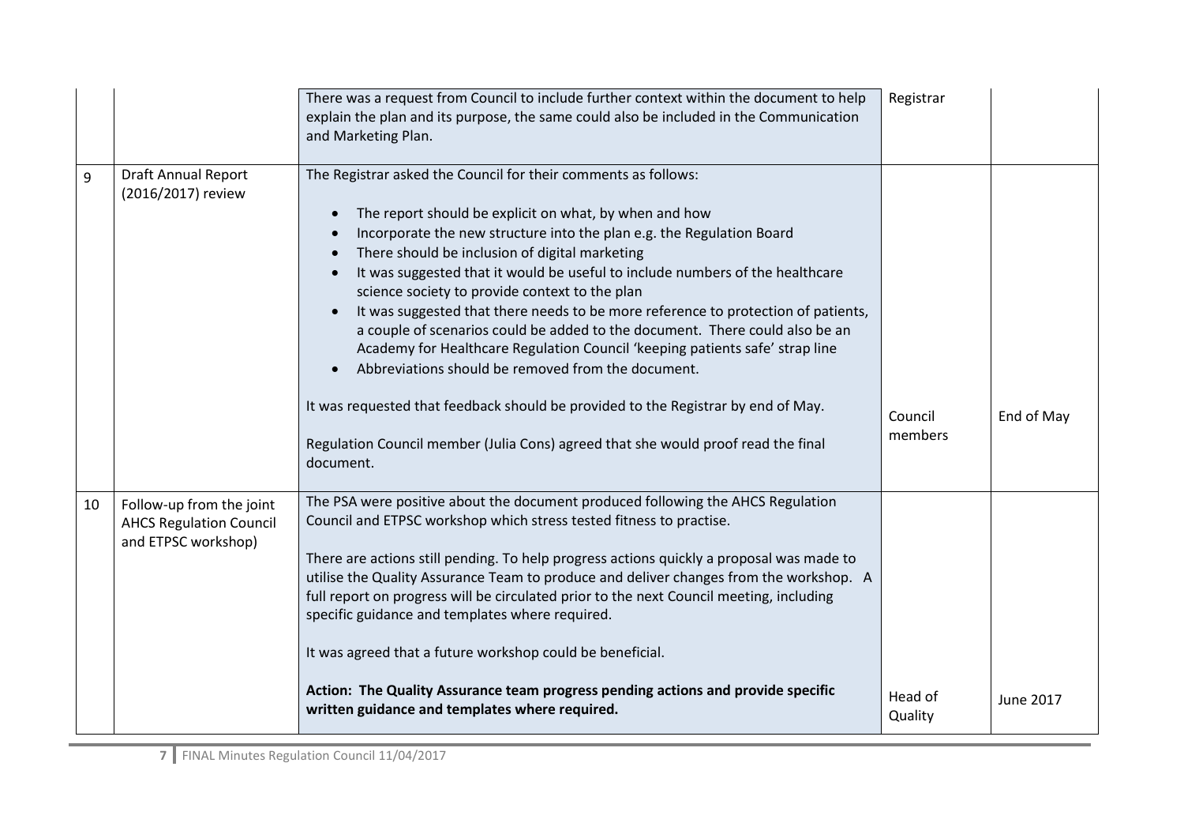| | | | | |
|---|---|---|---|---|
| | | There was a request from Council to include further context within the document to help explain the plan and its purpose, the same could also be included in the Communication and Marketing Plan. | Registrar | |
| 9 | Draft Annual Report (2016/2017) review | The Registrar asked the Council for their comments as follows:<br><br>• The report should be explicit on what, by when and how<br>• Incorporate the new structure into the plan e.g. the Regulation Board<br>• There should be inclusion of digital marketing<br>• It was suggested that it would be useful to include numbers of the healthcare science society to provide context to the plan<br>• It was suggested that there needs to be more reference to protection of patients, a couple of scenarios could be added to the document. There could also be an Academy for Healthcare Regulation Council 'keeping patients safe' strap line<br>• Abbreviations should be removed from the document.<br><br>It was requested that feedback should be provided to the Registrar by end of May.<br><br>Regulation Council member (Julia Cons) agreed that she would proof read the final document. | Council members | End of May |
| 10 | Follow-up from the joint AHCS Regulation Council and ETPSC workshop) | The PSA were positive about the document produced following the AHCS Regulation Council and ETPSC workshop which stress tested fitness to practise.<br><br>There are actions still pending. To help progress actions quickly a proposal was made to utilise the Quality Assurance Team to produce and deliver changes from the workshop. A full report on progress will be circulated prior to the next Council meeting, including specific guidance and templates where required.<br><br>It was agreed that a future workshop could be beneficial.<br><br>**Action: The Quality Assurance team progress pending actions and provide specific written guidance and templates where required.** | Head of Quality | June 2017 |

FINAL Minutes Regulation Council 11/04/2017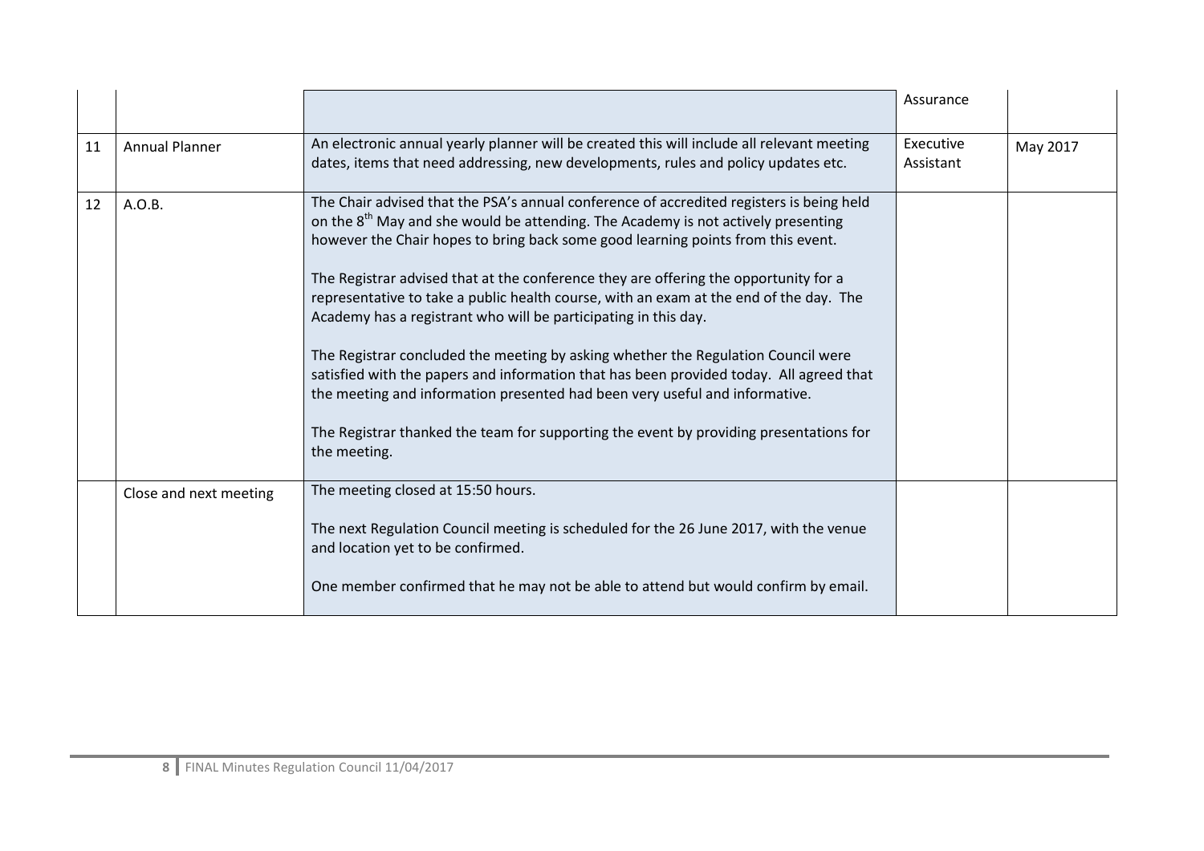| | | | | |
|---|---|---|---|---|
| | | | Assurance | |
| 11 | Annual Planner | An electronic annual yearly planner will be created this will include all relevant meeting dates, items that need addressing, new developments, rules and policy updates etc. | Executive Assistant | May 2017 |
| 12 | A.O.B. | The Chair advised that the PSA's annual conference of accredited registers is being held on the 8th May and she would be attending. The Academy is not actively presenting however the Chair hopes to bring back some good learning points from this event.<br><br>The Registrar advised that at the conference they are offering the opportunity for a representative to take a public health course, with an exam at the end of the day. The Academy has a registrant who will be participating in this day.<br><br>The Registrar concluded the meeting by asking whether the Regulation Council were satisfied with the papers and information that has been provided today. All agreed that the meeting and information presented had been very useful and informative.<br><br>The Registrar thanked the team for supporting the event by providing presentations for the meeting. | | |
| | Close and next meeting | The meeting closed at 15:50 hours.<br><br>The next Regulation Council meeting is scheduled for the 26 June 2017, with the venue and location yet to be confirmed.<br><br>One member confirmed that he may not be able to attend but would confirm by email. | | |